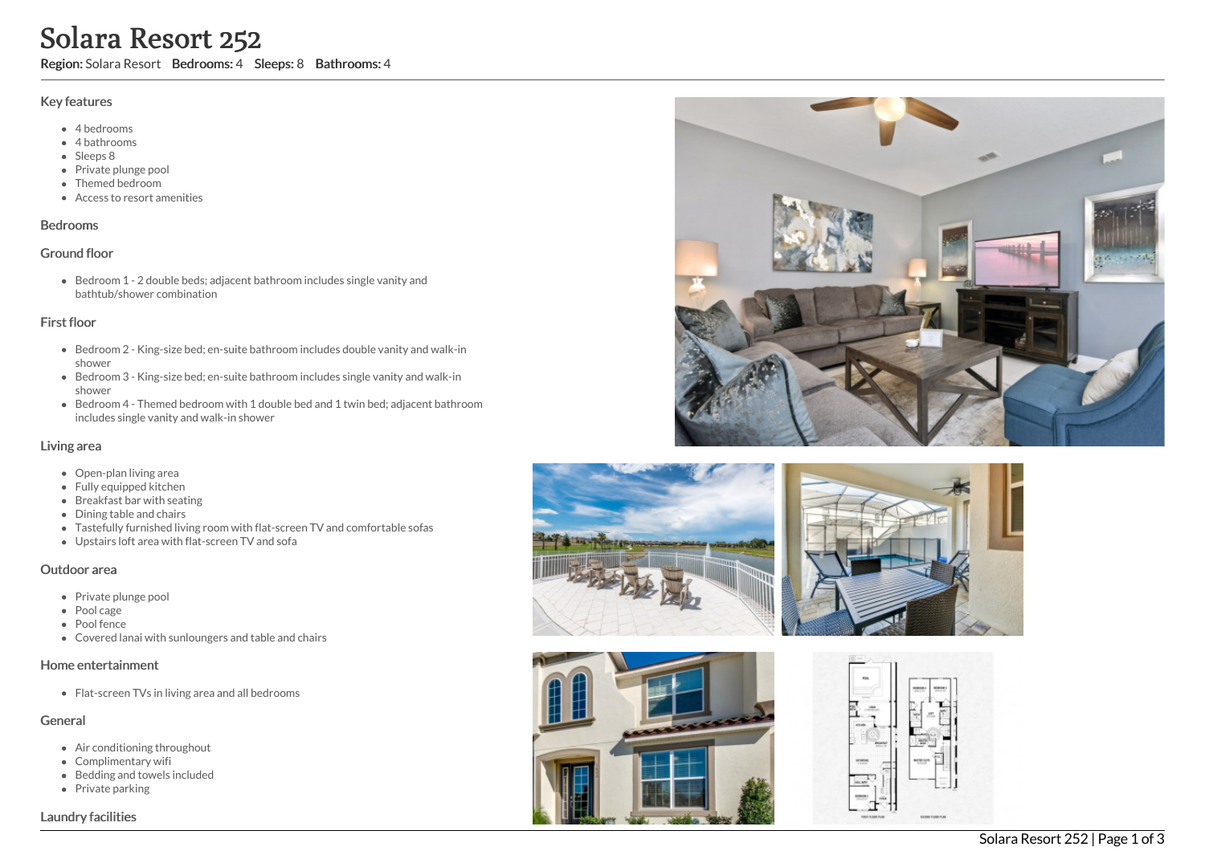# Solara Resort 252

**Region:** Solara Resort **Bedrooms:** 4 **Sleeps:** 8 **Bathrooms:** 4

## Key features

- 4 bedrooms
- 4 bathrooms
- Sleeps 8
- Private plunge pool
- Themed bedroom
- Access to resort amenities

## Bedrooms

### Ground floor

- Bedroom 1 - 2 double beds; adjacent bathroom includes single vanity and bathtub/shower combination

### First floor

- Bedroom 2 - King-size bed; en-suite bathroom includes double vanity and walk-in shower
- Bedroom 3 - King-size bed; en-suite bathroom includes single vanity and walk-in shower
- Bedroom 4 - Themed bedroom with 1 double bed and 1 twin bed; adjacent bathroom includes single vanity and walk-in shower

## Living area

- Open-plan living area
- Fully equipped kitchen
- Breakfast bar with seating
- Dining table and chairs
- Tastefully furnished living room with flat-screen TV and comfortable sofas
- Upstairs loft area with flat-screen TV and sofa

## Outdoor area

- Private plunge pool
- Pool cage
- Pool fence
- Covered lanai with sunloungers and table and chairs

## Home entertainment

- Flat-screen TVs in living area and all bedrooms

## General

- Air conditioning throughout
- Complimentary wifi
- Bedding and towels included
- Private parking

## Laundry facilities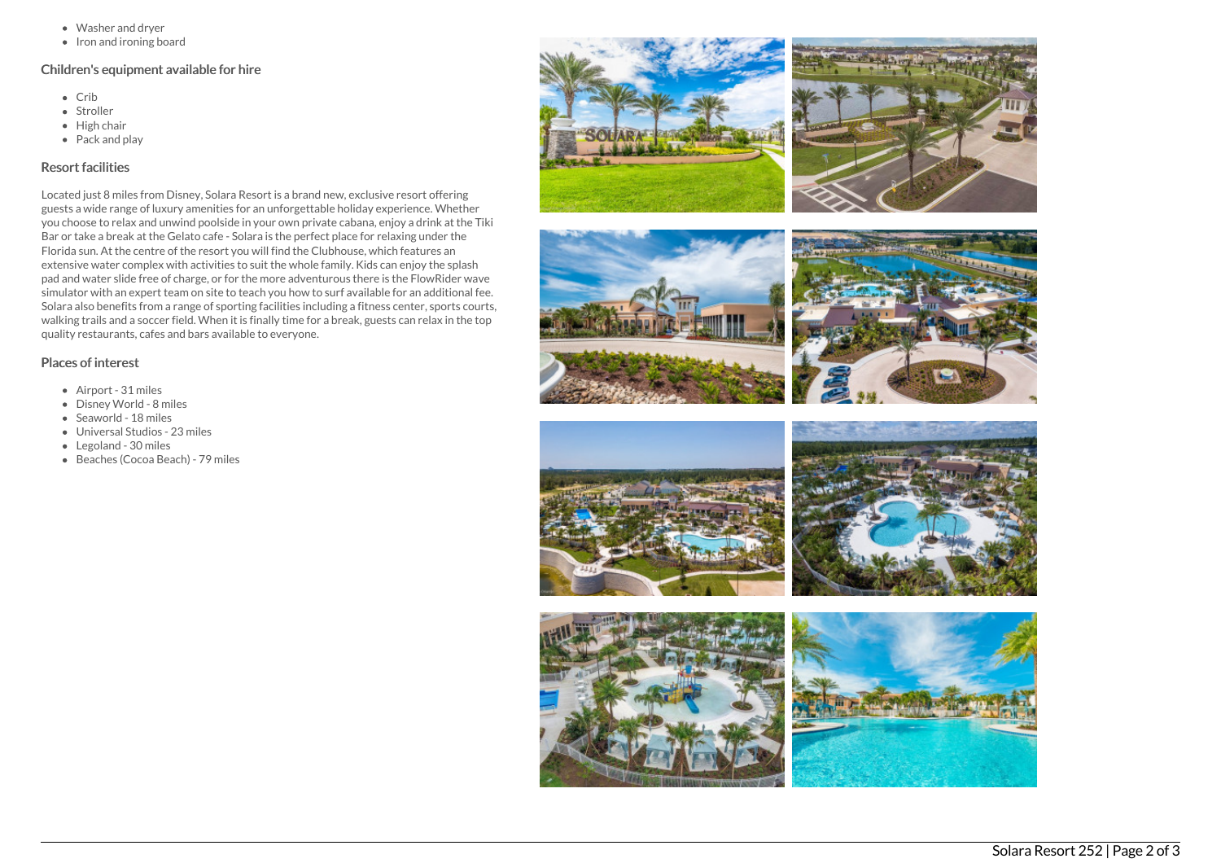- Washer and dryer
- Iron and ironing board

## Children's equipment available for hire

- Crib
- Stroller
- High chair
- Pack and play

## Resort facilities

Located just 8 miles from Disney, Solara Resort is a brand new, exclusive resort offering guests a wide range of luxury amenities for an unforgettable holiday experience. Whether you choose to relax and unwind poolside in your own private cabana, enjoy a drink at the Tiki Bar or take a break at the Gelato cafe - Solara is the perfect place for relaxing under the Florida sun. At the centre of the resort you will find the Clubhouse, which features an extensive water complex with activities to suit the whole family. Kids can enjoy the splash pad and water slide free of charge, or for the more adventurous there is the FlowRider wave simulator with an expert team on site to teach you how to surf available for an additional fee. Solara also benefits from a range of sporting facilities including a fitness center, sports courts, walking trails and a soccer field. When it is finally time for a break, guests can relax in the top quality restaurants, cafes and bars available to everyone.

## Places of interest

- Airport - 31 miles
- Disney World - 8 miles
- Seaworld - 18 miles
- Universal Studios - 23 miles
- Legoland - 30 miles
- Beaches (Cocoa Beach) - 79 miles